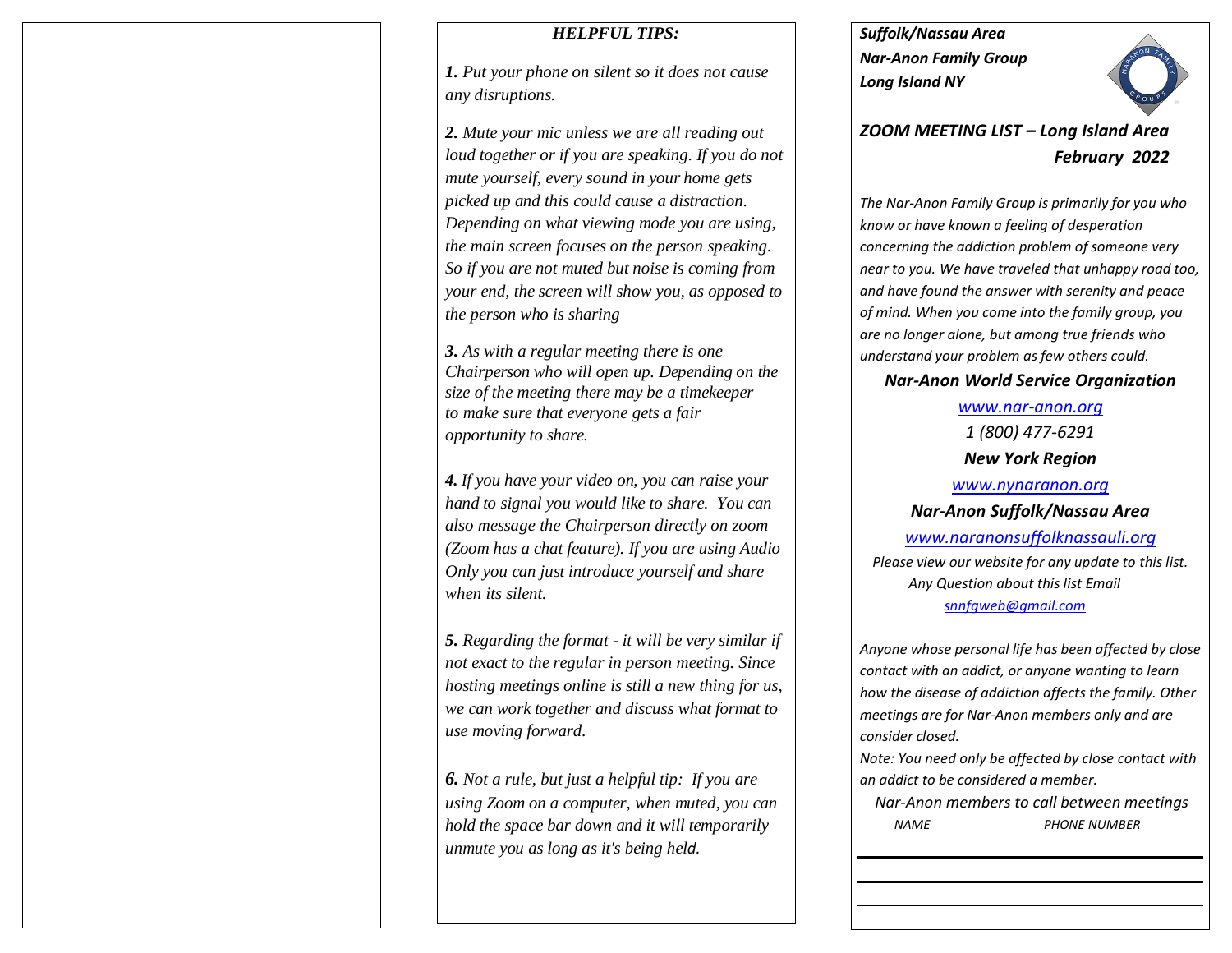## HELPFUL TIPS:

***1.*** *Put your phone on silent so it does not cause any disruptions.*

***2.*** *Mute your mic unless we are all reading out loud together or if you are speaking. If you do not mute yourself, every sound in your home gets picked up and this could cause a distraction. Depending on what viewing mode you are using, the main screen focuses on the person speaking. So if you are not muted but noise is coming from your end, the screen will show you, as opposed to the person who is sharing*

***3.*** *As with a regular meeting there is one Chairperson who will open up. Depending on the size of the meeting there may be a timekeeper to make sure that everyone gets a fair opportunity to share.*

***4.*** *If you have your video on, you can raise your hand to signal you would like to share. You can also message the Chairperson directly on zoom (Zoom has a chat feature). If you are using Audio Only you can just introduce yourself and share when its silent.*

***5.*** *Regarding the format - it will be very similar if not exact to the regular in person meeting. Since hosting meetings online is still a new thing for us, we can work together and discuss what format to use moving forward.*

***6.*** *Not a rule, but just a helpful tip: If you are using Zoom on a computer, when muted, you can hold the space bar down and it will temporarily unmute you as long as it's being held.*

***Suffolk/Nassau Area***
***Nar-Anon Family Group***
***Long Island NY***

## *ZOOM MEETING LIST – Long Island Area February 2022*

*The Nar-Anon Family Group is primarily for you who know or have known a feeling of desperation concerning the addiction problem of someone very near to you. We have traveled that unhappy road too, and have found the answer with serenity and peace of mind. When you come into the family group, you are no longer alone, but among true friends who understand your problem as few others could.*

***Nar-Anon World Service Organization***

*www.nar-anon.org*

*1 (800) 477-6291*

***New York Region***

*www.nynaranon.org*

***Nar-Anon Suffolk/Nassau Area***

*www.naranonsuffolknassauli.org*

*Please view our website for any update to this list. Any Question about this list Email snnfgweb@gmail.com*

*Anyone whose personal life has been affected by close contact with an addict, or anyone wanting to learn how the disease of addiction affects the family. Other meetings are for Nar-Anon members only and are consider closed.*

*Note: You need only be affected by close contact with an addict to be considered a member.*

*Nar-Anon members to call between meetings*

| *NAME* | *PHONE NUMBER* |
|---|---|
| | |
| | |
| | |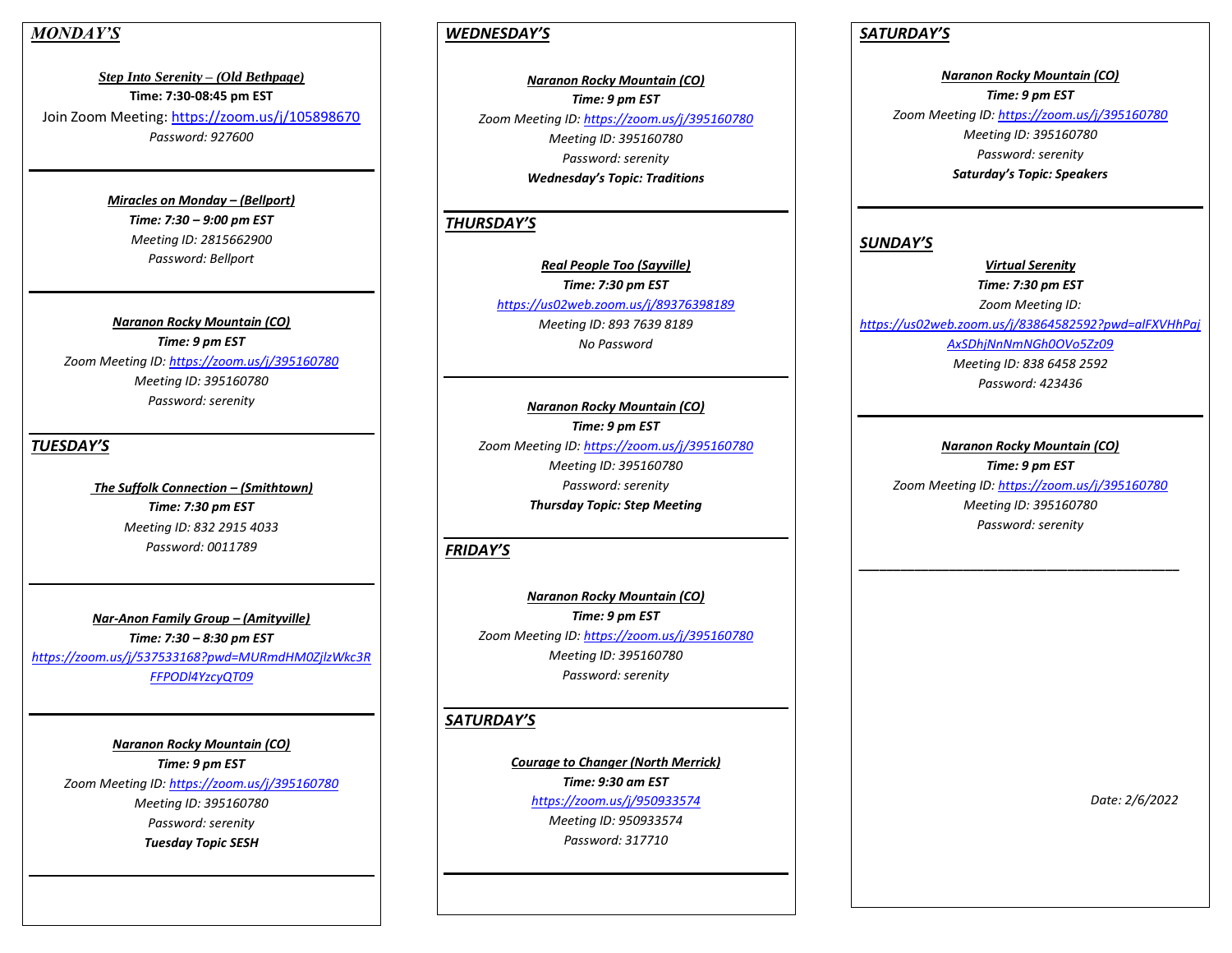## *MONDAY'S*

***Step Into Serenity – (Old Bethpage)***
**Time: 7:30-08:45 pm EST**
Join Zoom Meeting: https://zoom.us/j/105898670
*Password: 927600*

---

***Miracles on Monday – (Bellport)***
***Time: 7:30 – 9:00 pm EST***
*Meeting ID: 2815662900*
*Password: Bellport*

---

***Naranon Rocky Mountain (CO)***
***Time: 9 pm EST***
*Zoom Meeting ID: https://zoom.us/j/395160780*
*Meeting ID: 395160780*
*Password: serenity*

---

## *TUESDAY'S*

***The Suffolk Connection – (Smithtown)***
***Time: 7:30 pm EST***
*Meeting ID: 832 2915 4033*
*Password: 0011789*

---

***Nar-Anon Family Group – (Amityville)***
***Time: 7:30 – 8:30 pm EST***
*https://zoom.us/j/537533168?pwd=MURmdHM0ZjlzWkc3RFFPODl4YzcyQT09*

---

***Naranon Rocky Mountain (CO)***
***Time: 9 pm EST***
*Zoom Meeting ID: https://zoom.us/j/395160780*
*Meeting ID: 395160780*
*Password: serenity*
***Tuesday Topic SESH***

---

## *WEDNESDAY'S*

***Naranon Rocky Mountain (CO)***
***Time: 9 pm EST***
*Zoom Meeting ID: https://zoom.us/j/395160780*
*Meeting ID: 395160780*
*Password: serenity*
***Wednesday's Topic: Traditions***

---

## *THURSDAY'S*

***Real People Too (Sayville)***
***Time: 7:30 pm EST***
*https://us02web.zoom.us/j/89376398189*
*Meeting ID: 893 7639 8189*
*No Password*

---

***Naranon Rocky Mountain (CO)***
***Time: 9 pm EST***
*Zoom Meeting ID: https://zoom.us/j/395160780*
*Meeting ID: 395160780*
*Password: serenity*
***Thursday Topic: Step Meeting***

---

## *FRIDAY'S*

***Naranon Rocky Mountain (CO)***
***Time: 9 pm EST***
*Zoom Meeting ID: https://zoom.us/j/395160780*
*Meeting ID: 395160780*
*Password: serenity*

---

## *SATURDAY'S*

***Courage to Changer (North Merrick)***
***Time: 9:30 am EST***
*https://zoom.us/j/950933574*
*Meeting ID: 950933574*
*Password: 317710*

---

## *SATURDAY'S*

***Naranon Rocky Mountain (CO)***
***Time: 9 pm EST***
*Zoom Meeting ID: https://zoom.us/j/395160780*
*Meeting ID: 395160780*
*Password: serenity*
***Saturday's Topic: Speakers***

---

## *SUNDAY'S*

***Virtual Serenity***
***Time: 7:30 pm EST***
*Zoom Meeting ID:*
*https://us02web.zoom.us/j/83864582592?pwd=alFXVHhPajAxSDhjNnNmNGh0OVo5Zz09*
*Meeting ID: 838 6458 2592*
*Password: 423436*

---

***Naranon Rocky Mountain (CO)***
***Time: 9 pm EST***
*Zoom Meeting ID: https://zoom.us/j/395160780*
*Meeting ID: 395160780*
*Password: serenity*

---

*Date: 2/6/2022*